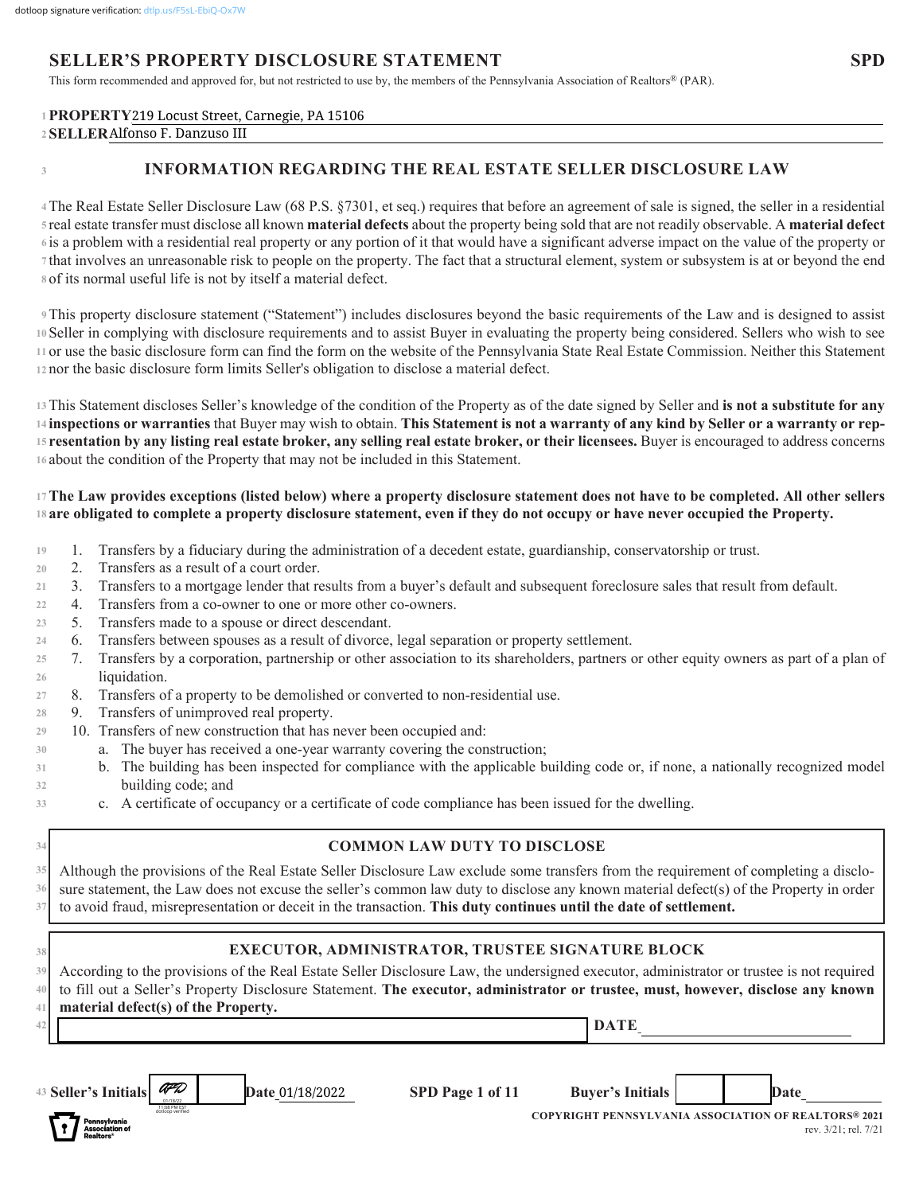dotloop signature verification: dtlp.us/F5sL-EbiQ-Ox7W

# SELLER'S PROPERTY DISCLOSURE STATEMENT

**SPD**

This form recommended and approved for, but not restricted to use by, the members of the Pennsylvania Association of Realtors® (PAR).

**PROPERTY** 219 Locust Street, Carnegie, PA 15106

**SELLER** Alfonso F. Danzuso III

## INFORMATION REGARDING THE REAL ESTATE SELLER DISCLOSURE LAW

The Real Estate Seller Disclosure Law (68 P.S. §7301, et seq.) requires that before an agreement of sale is signed, the seller in a residential real estate transfer must disclose all known **material defects** about the property being sold that are not readily observable. A **material defect** is a problem with a residential real property or any portion of it that would have a significant adverse impact on the value of the property or that involves an unreasonable risk to people on the property. The fact that a structural element, system or subsystem is at or beyond the end of its normal useful life is not by itself a material defect.

This property disclosure statement ("Statement") includes disclosures beyond the basic requirements of the Law and is designed to assist Seller in complying with disclosure requirements and to assist Buyer in evaluating the property being considered. Sellers who wish to see or use the basic disclosure form can find the form on the website of the Pennsylvania State Real Estate Commission. Neither this Statement nor the basic disclosure form limits Seller's obligation to disclose a material defect.

This Statement discloses Seller's knowledge of the condition of the Property as of the date signed by Seller and **is not a substitute for any inspections or warranties** that Buyer may wish to obtain. **This Statement is not a warranty of any kind by Seller or a warranty or representation by any listing real estate broker, any selling real estate broker, or their licensees.** Buyer is encouraged to address concerns about the condition of the Property that may not be included in this Statement.

**The Law provides exceptions (listed below) where a property disclosure statement does not have to be completed. All other sellers are obligated to complete a property disclosure statement, even if they do not occupy or have never occupied the Property.**

1. Transfers by a fiduciary during the administration of a decedent estate, guardianship, conservatorship or trust.
2. Transfers as a result of a court order.
3. Transfers to a mortgage lender that results from a buyer's default and subsequent foreclosure sales that result from default.
4. Transfers from a co-owner to one or more other co-owners.
5. Transfers made to a spouse or direct descendant.
6. Transfers between spouses as a result of divorce, legal separation or property settlement.
7. Transfers by a corporation, partnership or other association to its shareholders, partners or other equity owners as part of a plan of liquidation.
8. Transfers of a property to be demolished or converted to non-residential use.
9. Transfers of unimproved real property.
10. Transfers of new construction that has never been occupied and:
    a. The buyer has received a one-year warranty covering the construction;
    b. The building has been inspected for compliance with the applicable building code or, if none, a nationally recognized model building code; and
    c. A certificate of occupancy or a certificate of code compliance has been issued for the dwelling.

### COMMON LAW DUTY TO DISCLOSE

Although the provisions of the Real Estate Seller Disclosure Law exclude some transfers from the requirement of completing a disclosure statement, the Law does not excuse the seller's common law duty to disclose any known material defect(s) of the Property in order to avoid fraud, misrepresentation or deceit in the transaction. **This duty continues until the date of settlement.**

### EXECUTOR, ADMINISTRATOR, TRUSTEE SIGNATURE BLOCK

According to the provisions of the Real Estate Seller Disclosure Law, the undersigned executor, administrator or trustee is not required to fill out a Seller's Property Disclosure Statement. **The executor, administrator or trustee, must, however, disclose any known material defect(s) of the Property.**

_______________________________ **DATE** _______________

**Seller's Initials** AFD (01/18/22, 11:08 PM EST, dotloop verified) **Date** 01/18/2022 **Buyer's Initials** ____ ____ **Date** ______

COPYRIGHT PENNSYLVANIA ASSOCIATION OF REALTORS® 2021
rev. 3/21; rel. 7/21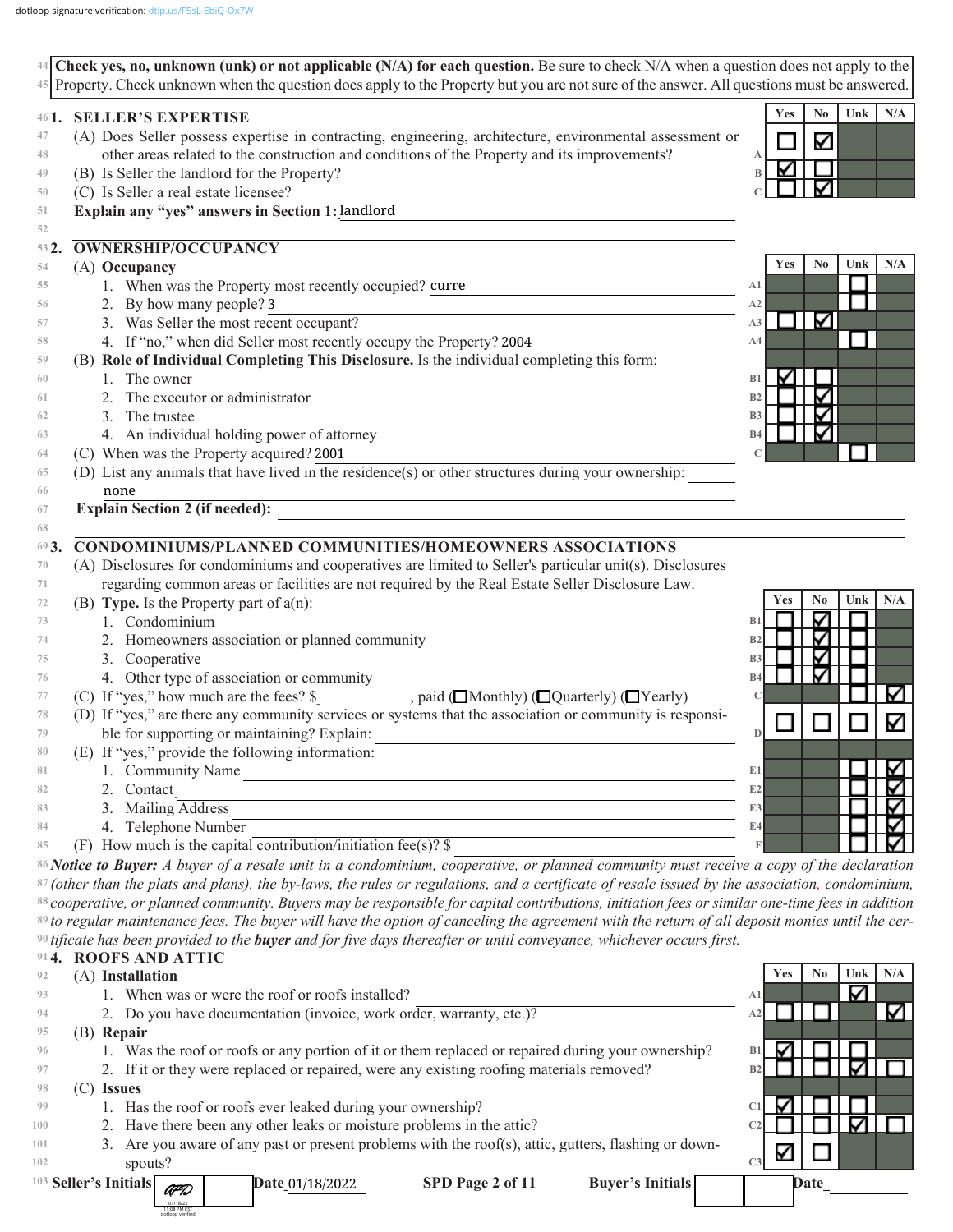dotloop signature verification: dtlp.us/F5sL-EbiQ-Ox7W

**Check yes, no, unknown (unk) or not applicable (N/A) for each question.** Be sure to check N/A when a question does not apply to the Property. Check unknown when the question does apply to the Property but you are not sure of the answer. All questions must be answered.

## 1. SELLER'S EXPERTISE

| | | Yes | No | Unk | N/A |
|---|---|---|---|---|---|
| (A) Does Seller possess expertise in contracting, engineering, architecture, environmental assessment or other areas related to the construction and conditions of the Property and its improvements? | A | ☐ | ☑ | | |
| (B) Is Seller the landlord for the Property? | B | ☑ | ☐ | | |
| (C) Is Seller a real estate licensee? | C | ☐ | ☑ | | |

**Explain any "yes" answers in Section 1:** landlord

## 2. OWNERSHIP/OCCUPANCY

| | | Yes | No | Unk | N/A |
|---|---|---|---|---|---|
| (A) **Occupancy** | | | | | |
| 1. When was the Property most recently occupied? curre | A1 | | | ☐ | |
| 2. By how many people? 3 | A2 | | | ☐ | |
| 3. Was Seller the most recent occupant? | A3 | ☐ | ☑ | | |
| 4. If "no," when did Seller most recently occupy the Property? 2004 | A4 | | | ☐ | |
| (B) **Role of Individual Completing This Disclosure.** Is the individual completing this form: | | | | | |
| 1. The owner | B1 | ☑ | ☐ | | |
| 2. The executor or administrator | B2 | ☐ | ☑ | | |
| 3. The trustee | B3 | ☐ | ☑ | | |
| 4. An individual holding power of attorney | B4 | ☐ | ☑ | | |
| (C) When was the Property acquired? 2001 | C | | | ☐ | |

(D) List any animals that have lived in the residence(s) or other structures during your ownership: none

**Explain Section 2 (if needed):**

## 3. CONDOMINIUMS/PLANNED COMMUNITIES/HOMEOWNERS ASSOCIATIONS

(A) Disclosures for condominiums and cooperatives are limited to Seller's particular unit(s). Disclosures regarding common areas or facilities are not required by the Real Estate Seller Disclosure Law.

| | | Yes | No | Unk | N/A |
|---|---|---|---|---|---|
| (B) **Type.** Is the Property part of a(n): | | | | | |
| 1. Condominium | B1 | ☐ | ☑ | ☐ | |
| 2. Homeowners association or planned community | B2 | ☐ | ☑ | ☐ | |
| 3. Cooperative | B3 | ☐ | ☑ | ☐ | |
| 4. Other type of association or community | B4 | ☐ | ☑ | ☐ | |
| (C) If "yes," how much are the fees? $\_\_\_\_\_, paid (☐Monthly) (☐Quarterly) (☐Yearly) | C | | | ☐ | ☑ |
| (D) If "yes," are there any community services or systems that the association or community is responsible for supporting or maintaining? Explain: | D | ☐ | ☐ | ☐ | ☑ |
| (E) If "yes," provide the following information: | | | | | |
| 1. Community Name | E1 | | | ☐ | ☑ |
| 2. Contact | E2 | | | ☐ | ☑ |
| 3. Mailing Address | E3 | | | ☐ | ☑ |
| 4. Telephone Number | E4 | | | ☐ | ☑ |
| (F) How much is the capital contribution/initiation fee(s)? $ | F | | | ☐ | ☑ |

*Notice to Buyer: A buyer of a resale unit in a condominium, cooperative, or planned community must receive a copy of the declaration (other than the plats and plans), the by-laws, the rules or regulations, and a certificate of resale issued by the association, condominium, cooperative, or planned community. Buyers may be responsible for capital contributions, initiation fees or similar one-time fees in addition to regular maintenance fees. The buyer will have the option of canceling the agreement with the return of all deposit monies until the certificate has been provided to the* ***buyer*** *and for five days thereafter or until conveyance, whichever occurs first.*

## 4. ROOFS AND ATTIC

| | | Yes | No | Unk | N/A |
|---|---|---|---|---|---|
| (A) **Installation** | | | | | |
| 1. When was or were the roof or roofs installed? | A1 | | | ☑ | |
| 2. Do you have documentation (invoice, work order, warranty, etc.)? | A2 | ☐ | ☐ | | ☑ |
| (B) **Repair** | | | | | |
| 1. Was the roof or roofs or any portion of it or them replaced or repaired during your ownership? | B1 | ☑ | ☐ | ☐ | |
| 2. If it or they were replaced or repaired, were any existing roofing materials removed? | B2 | ☐ | ☐ | ☑ | ☐ |
| (C) **Issues** | | | | | |
| 1. Has the roof or roofs ever leaked during your ownership? | C1 | ☑ | ☐ | ☐ | |
| 2. Have there been any other leaks or moisture problems in the attic? | C2 | ☐ | ☐ | ☑ | ☐ |
| 3. Are you aware of any past or present problems with the roof(s), attic, gutters, flashing or downspouts? | C3 | ☑ | ☐ | | |

Seller's Initials [dotloop verified 01/18/22] Date 01/18/2022 SPD Page 2 of 11 Buyer's Initials Date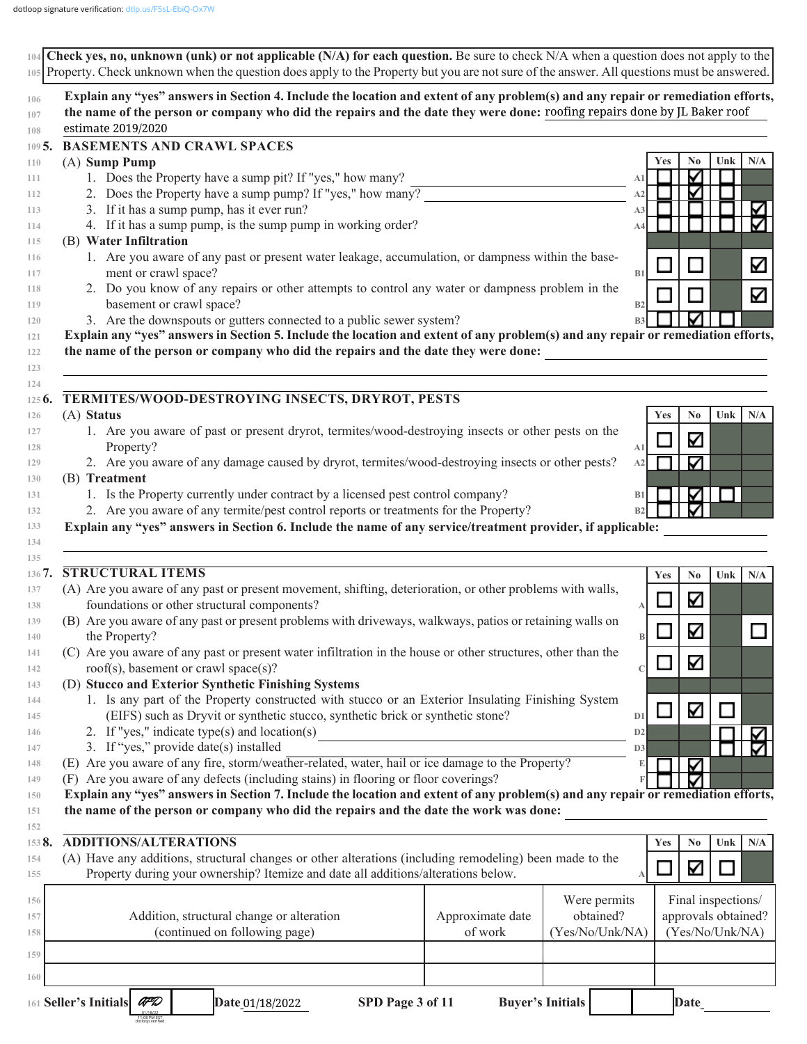dotloop signature verification: dtlp.us/F5sL-EbiQ-Ox7W

**Check yes, no, unknown (unk) or not applicable (N/A) for each question.** Be sure to check N/A when a question does not apply to the Property. Check unknown when the question does apply to the Property but you are not sure of the answer. All questions must be answered.

**Explain any "yes" answers in Section 4. Include the location and extent of any problem(s) and any repair or remediation efforts, the name of the person or company who did the repairs and the date they were done:** roofing repairs done by JL Baker roof estimate 2019/2020

## 5. BASEMENTS AND CRAWL SPACES

| | | Yes | No | Unk | N/A |
|---|---|---|---|---|---|
| **(A) Sump Pump** | | | | | |
| 1. Does the Property have a sump pit? If "yes," how many? | A1 | ☐ | ☑ | ☐ | |
| 2. Does the Property have a sump pump? If "yes," how many? | A2 | ☐ | ☑ | ☐ | |
| 3. If it has a sump pump, has it ever run? | A3 | ☐ | ☐ | ☐ | ☑ |
| 4. If it has a sump pump, is the sump pump in working order? | A4 | ☐ | ☐ | ☐ | ☑ |
| **(B) Water Infiltration** | | | | | |
| 1. Are you aware of any past or present water leakage, accumulation, or dampness within the basement or crawl space? | B1 | ☐ | ☐ | | ☑ |
| 2. Do you know of any repairs or other attempts to control any water or dampness problem in the basement or crawl space? | B2 | ☐ | ☐ | | ☑ |
| 3. Are the downspouts or gutters connected to a public sewer system? | B3 | ☐ | ☑ | ☐ | |

**Explain any "yes" answers in Section 5. Include the location and extent of any problem(s) and any repair or remediation efforts, the name of the person or company who did the repairs and the date they were done:**

## 6. TERMITES/WOOD-DESTROYING INSECTS, DRYROT, PESTS

| | | Yes | No | Unk | N/A |
|---|---|---|---|---|---|
| **(A) Status** | | | | | |
| 1. Are you aware of past or present dryrot, termites/wood-destroying insects or other pests on the Property? | A1 | ☐ | ☑ | | |
| 2. Are you aware of any damage caused by dryrot, termites/wood-destroying insects or other pests? | A2 | ☐ | ☑ | | |
| **(B) Treatment** | | | | | |
| 1. Is the Property currently under contract by a licensed pest control company? | B1 | ☐ | ☑ | ☐ | |
| 2. Are you aware of any termite/pest control reports or treatments for the Property? | B2 | ☐ | ☑ | | |

**Explain any "yes" answers in Section 6. Include the name of any service/treatment provider, if applicable:**

## 7. STRUCTURAL ITEMS

| | | Yes | No | Unk | N/A |
|---|---|---|---|---|---|
| (A) Are you aware of any past or present movement, shifting, deterioration, or other problems with walls, foundations or other structural components? | A | ☐ | ☑ | | |
| (B) Are you aware of any past or present problems with driveways, walkways, patios or retaining walls on the Property? | B | ☐ | ☑ | | ☐ |
| (C) Are you aware of any past or present water infiltration in the house or other structures, other than the roof(s), basement or crawl space(s)? | C | ☐ | ☑ | | |
| **(D) Stucco and Exterior Synthetic Finishing Systems** | | | | | |
| 1. Is any part of the Property constructed with stucco or an Exterior Insulating Finishing System (EIFS) such as Dryvit or synthetic stucco, synthetic brick or synthetic stone? | D1 | ☐ | ☑ | ☐ | |
| 2. If "yes," indicate type(s) and location(s) | D2 | | | ☐ | ☑ |
| 3. If "yes," provide date(s) installed | D3 | | | ☐ | ☑ |
| (E) Are you aware of any fire, storm/weather-related, water, hail or ice damage to the Property? | E | ☐ | ☑ | | |
| (F) Are you aware of any defects (including stains) in flooring or floor coverings? | F | ☐ | ☑ | | |

**Explain any "yes" answers in Section 7. Include the location and extent of any problem(s) and any repair or remediation efforts, the name of the person or company who did the repairs and the date the work was done:**

## 8. ADDITIONS/ALTERATIONS

| | | Yes | No | Unk | N/A |
|---|---|---|---|---|---|
| (A) Have any additions, structural changes or other alterations (including remodeling) been made to the Property during your ownership? Itemize and date all additions/alterations below. | A | ☐ | ☑ | ☐ | |

| Addition, structural change or alteration (continued on following page) | Approximate date of work | Were permits obtained? (Yes/No/Unk/NA) | Final inspections/ approvals obtained? (Yes/No/Unk/NA) |
|---|---|---|---|
| | | | |
| | | | |

Seller's Initials [initialed, 01/18/22 11:08 PM EST dotloop verified] Date 01/18/2022 Buyer's Initials ______ Date ______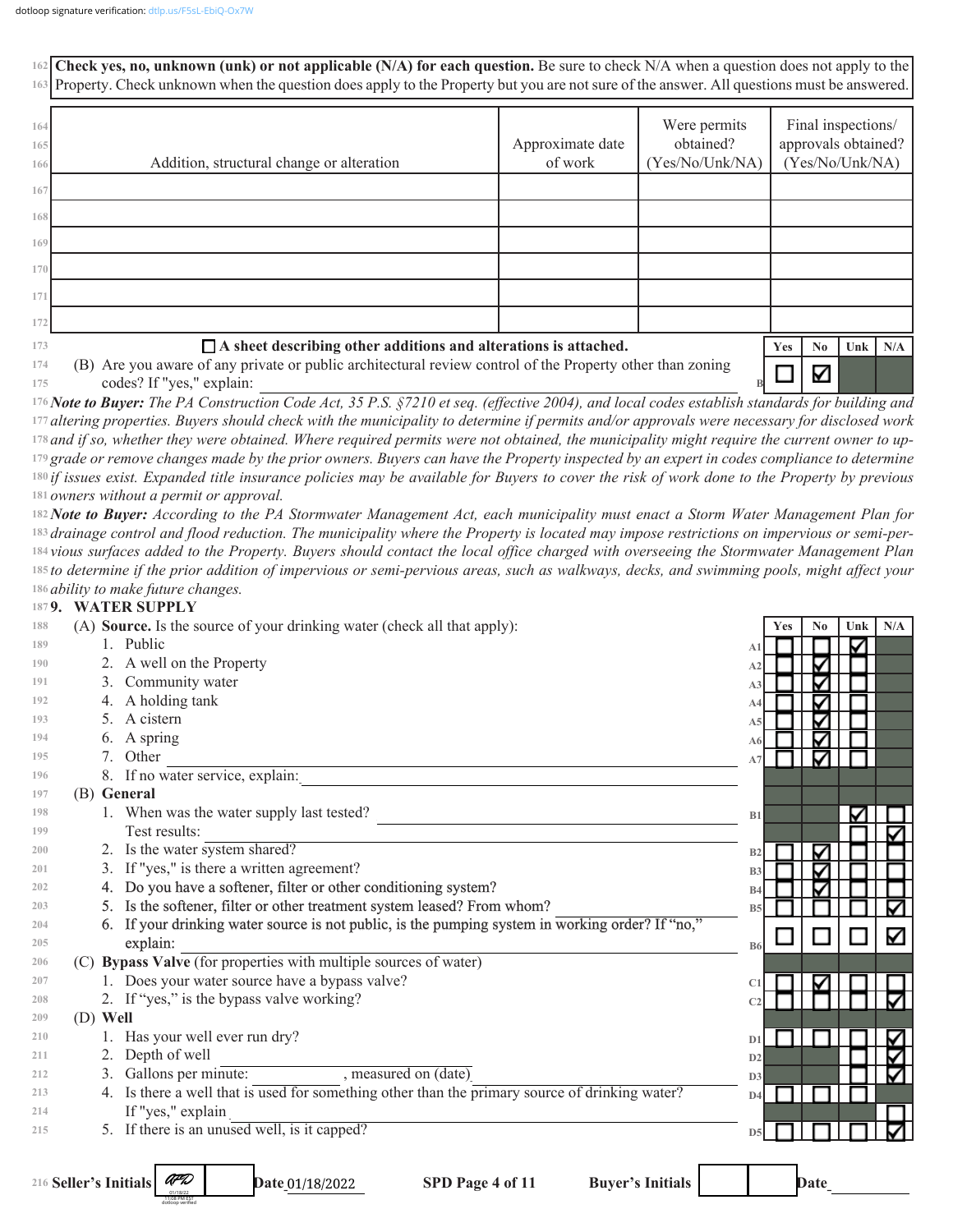**Check yes, no, unknown (unk) or not applicable (N/A) for each question.** Be sure to check N/A when a question does not apply to the Property. Check unknown when the question does apply to the Property but you are not sure of the answer. All questions must be answered.

| Addition, structural change or alteration | Approximate date of work | Were permits obtained? (Yes/No/Unk/NA) | Final inspections/ approvals obtained? (Yes/No/Unk/NA) |
|---|---|---|---|
| | | | |
| | | | |
| | | | |
| | | | |
| | | | |
| | | | |

☐ **A sheet describing other additions and alterations is attached.**

| | | Yes | No | Unk | N/A |
|---|---|---|---|---|---|
| (B) Are you aware of any private or public architectural review control of the Property other than zoning codes? If "yes," explain: | B | ☐ | ☑ | | |

***Note to Buyer:*** *The PA Construction Code Act, 35 P.S. §7210 et seq. (effective 2004), and local codes establish standards for building and altering properties. Buyers should check with the municipality to determine if permits and/or approvals were necessary for disclosed work and if so, whether they were obtained. Where required permits were not obtained, the municipality might require the current owner to upgrade or remove changes made by the prior owners. Buyers can have the Property inspected by an expert in codes compliance to determine if issues exist. Expanded title insurance policies may be available for Buyers to cover the risk of work done to the Property by previous owners without a permit or approval.*

***Note to Buyer:*** *According to the PA Stormwater Management Act, each municipality must enact a Storm Water Management Plan for drainage control and flood reduction. The municipality where the Property is located may impose restrictions on impervious or semi-pervious surfaces added to the Property. Buyers should contact the local office charged with overseeing the Stormwater Management Plan to determine if the prior addition of impervious or semi-pervious areas, such as walkways, decks, and swimming pools, might affect your ability to make future changes.*

## 9. WATER SUPPLY

| | | Yes | No | Unk | N/A |
|---|---|---|---|---|---|
| (A) **Source.** Is the source of your drinking water (check all that apply): | | | | | |
| 1. Public | A1 | ☐ | ☐ | ☑ | |
| 2. A well on the Property | A2 | ☐ | ☑ | ☐ | |
| 3. Community water | A3 | ☐ | ☑ | ☐ | |
| 4. A holding tank | A4 | ☐ | ☑ | ☐ | |
| 5. A cistern | A5 | ☐ | ☑ | ☐ | |
| 6. A spring | A6 | ☐ | ☑ | ☐ | |
| 7. Other | A7 | ☐ | ☑ | ☐ | |
| 8. If no water service, explain: | | | | | |
| (B) **General** | | | | | |
| 1. When was the water supply last tested? | B1 | | | ☑ | ☐ |
| Test results: | | | | ☐ | ☑ |
| 2. Is the water system shared? | B2 | ☐ | ☑ | ☐ | |
| 3. If "yes," is there a written agreement? | B3 | ☐ | ☑ | ☐ | ☐ |
| 4. Do you have a softener, filter or other conditioning system? | B4 | ☐ | ☑ | ☐ | ☐ |
| 5. Is the softener, filter or other treatment system leased? From whom? | B5 | ☐ | ☐ | ☐ | ☑ |
| 6. If your drinking water source is not public, is the pumping system in working order? If "no," explain: | B6 | ☐ | ☐ | ☐ | ☑ |
| (C) **Bypass Valve** (for properties with multiple sources of water) | | | | | |
| 1. Does your water source have a bypass valve? | C1 | ☐ | ☑ | ☐ | ☐ |
| 2. If "yes," is the bypass valve working? | C2 | ☐ | ☐ | ☐ | ☑ |
| (D) **Well** | | | | | |
| 1. Has your well ever run dry? | D1 | ☐ | ☐ | ☐ | ☑ |
| 2. Depth of well | D2 | | | ☐ | ☑ |
| 3. Gallons per minute: ______, measured on (date) ______ | D3 | | | ☐ | ☑ |
| 4. Is there a well that is used for something other than the primary source of drinking water? | D4 | ☐ | ☐ | ☐ | |
| If "yes," explain | | | | | ☐ |
| 5. If there is an unused well, is it capped? | D5 | ☐ | ☐ | ☐ | ☑ |

Seller's Initials [initialed] Date 01/18/2022 Buyer's Initials ______ Date ______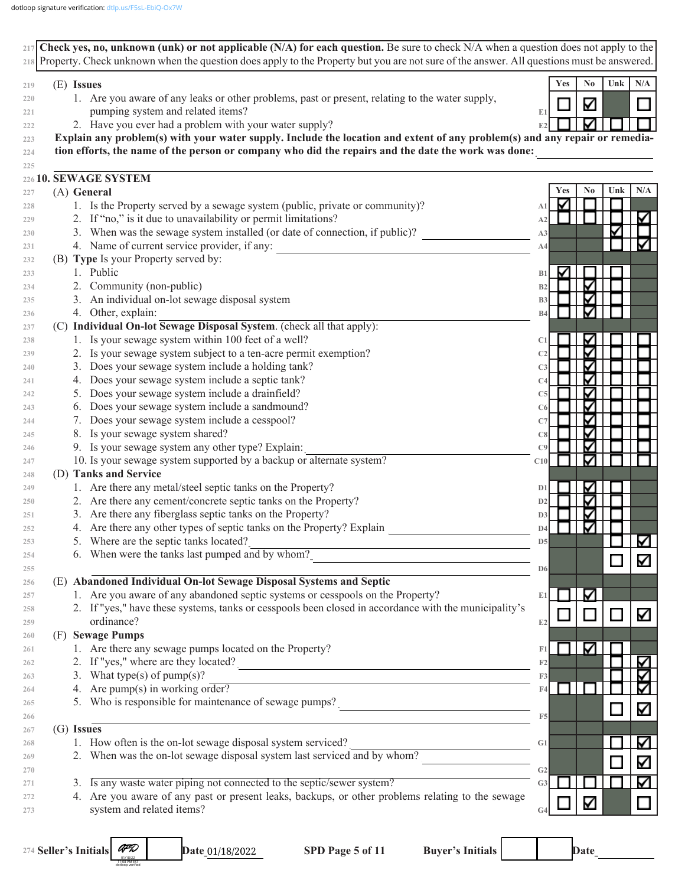dotloop signature verification: dtlp.us/F5sL-EbiQ-Ox7W

**Check yes, no, unknown (unk) or not applicable (N/A) for each question.** Be sure to check N/A when a question does not apply to the Property. Check unknown when the question does apply to the Property but you are not sure of the answer. All questions must be answered.

**(E) Issues**

| | | Yes | No | Unk | N/A |
|---|---|---|---|---|---|
| 1. Are you aware of any leaks or other problems, past or present, relating to the water supply, pumping system and related items? | E1 | ☐ | ☑ | | ☐ |
| 2. Have you ever had a problem with your water supply? | E2 | ☐ | ☑ | ☐ | ☐ |

**Explain any problem(s) with your water supply. Include the location and extent of any problem(s) and any repair or remediation efforts, the name of the person or company who did the repairs and the date the work was done:** ____________

## 10. SEWAGE SYSTEM

| | | Yes | No | Unk | N/A |
|---|---|---|---|---|---|
| **(A) General** | | | | | |
| 1. Is the Property served by a sewage system (public, private or community)? | A1 | ☑ | ☐ | ☐ | |
| 2. If "no," is it due to unavailability or permit limitations? | A2 | ☐ | ☐ | ☐ | ☑ |
| 3. When was the sewage system installed (or date of connection, if public)? ____________ | A3 | | | ☑ | ☐ |
| 4. Name of current service provider, if any: ____________ | A4 | | | ☐ | ☑ |
| **(B) Type** Is your Property served by: | | | | | |
| 1. Public | B1 | ☑ | ☐ | ☐ | |
| 2. Community (non-public) | B2 | ☐ | ☑ | ☐ | |
| 3. An individual on-lot sewage disposal system | B3 | ☐ | ☑ | ☐ | |
| 4. Other, explain: ____________ | B4 | ☐ | ☑ | ☐ | |
| **(C) Individual On-lot Sewage Disposal System.** (check all that apply): | | | | | |
| 1. Is your sewage system within 100 feet of a well? | C1 | ☐ | ☑ | ☐ | ☐ |
| 2. Is your sewage system subject to a ten-acre permit exemption? | C2 | ☐ | ☑ | ☐ | ☐ |
| 3. Does your sewage system include a holding tank? | C3 | ☐ | ☑ | ☐ | ☐ |
| 4. Does your sewage system include a septic tank? | C4 | ☐ | ☑ | ☐ | ☐ |
| 5. Does your sewage system include a drainfield? | C5 | ☐ | ☑ | ☐ | ☐ |
| 6. Does your sewage system include a sandmound? | C6 | ☐ | ☑ | ☐ | ☐ |
| 7. Does your sewage system include a cesspool? | C7 | ☐ | ☑ | ☐ | ☐ |
| 8. Is your sewage system shared? | C8 | ☐ | ☑ | ☐ | ☐ |
| 9. Is your sewage system any other type? Explain: ____________ | C9 | ☐ | ☑ | ☐ | ☐ |
| 10. Is your sewage system supported by a backup or alternate system? | C10 | ☐ | ☑ | ☐ | ☐ |
| **(D) Tanks and Service** | | | | | |
| 1. Are there any metal/steel septic tanks on the Property? | D1 | ☐ | ☑ | ☐ | |
| 2. Are there any cement/concrete septic tanks on the Property? | D2 | ☐ | ☑ | ☐ | |
| 3. Are there any fiberglass septic tanks on the Property? | D3 | ☐ | ☑ | ☐ | |
| 4. Are there any other types of septic tanks on the Property? Explain ____________ | D4 | ☐ | ☑ | ☐ | |
| 5. Where are the septic tanks located? ____________ | D5 | | | ☐ | ☑ |
| 6. When were the tanks last pumped and by whom? ____________ | D6 | | | ☐ | ☑ |
| **(E) Abandoned Individual On-lot Sewage Disposal Systems and Septic** | | | | | |
| 1. Are you aware of any abandoned septic systems or cesspools on the Property? | E1 | ☐ | ☑ | | |
| 2. If "yes," have these systems, tanks or cesspools been closed in accordance with the municipality's ordinance? | E2 | ☐ | ☐ | ☐ | ☑ |
| **(F) Sewage Pumps** | | | | | |
| 1. Are there any sewage pumps located on the Property? | F1 | ☐ | ☑ | ☐ | |
| 2. If "yes," where are they located? ____________ | F2 | | | ☐ | ☑ |
| 3. What type(s) of pump(s)? ____________ | F3 | | | ☐ | ☑ |
| 4. Are pump(s) in working order? | F4 | ☐ | ☐ | ☐ | ☑ |
| 5. Who is responsible for maintenance of sewage pumps? ____________ | F5 | | | ☐ | ☑ |
| **(G) Issues** | | | | | |
| 1. How often is the on-lot sewage disposal system serviced? ____________ | G1 | | | ☐ | ☑ |
| 2. When was the on-lot sewage disposal system last serviced and by whom? ____________ | G2 | | | ☐ | ☑ |
| 3. Is any waste water piping not connected to the septic/sewer system? | G3 | ☐ | ☐ | ☐ | ☑ |
| 4. Are you aware of any past or present leaks, backups, or other problems relating to the sewage system and related items? | G4 | ☐ | ☑ | | ☐ |

Seller's Initials [initials] 01/18/22 11:08 PM EST dotloop verified Date 01/18/2022 SPD Page 5 of 11 Buyer's Initials ____ ____ Date ________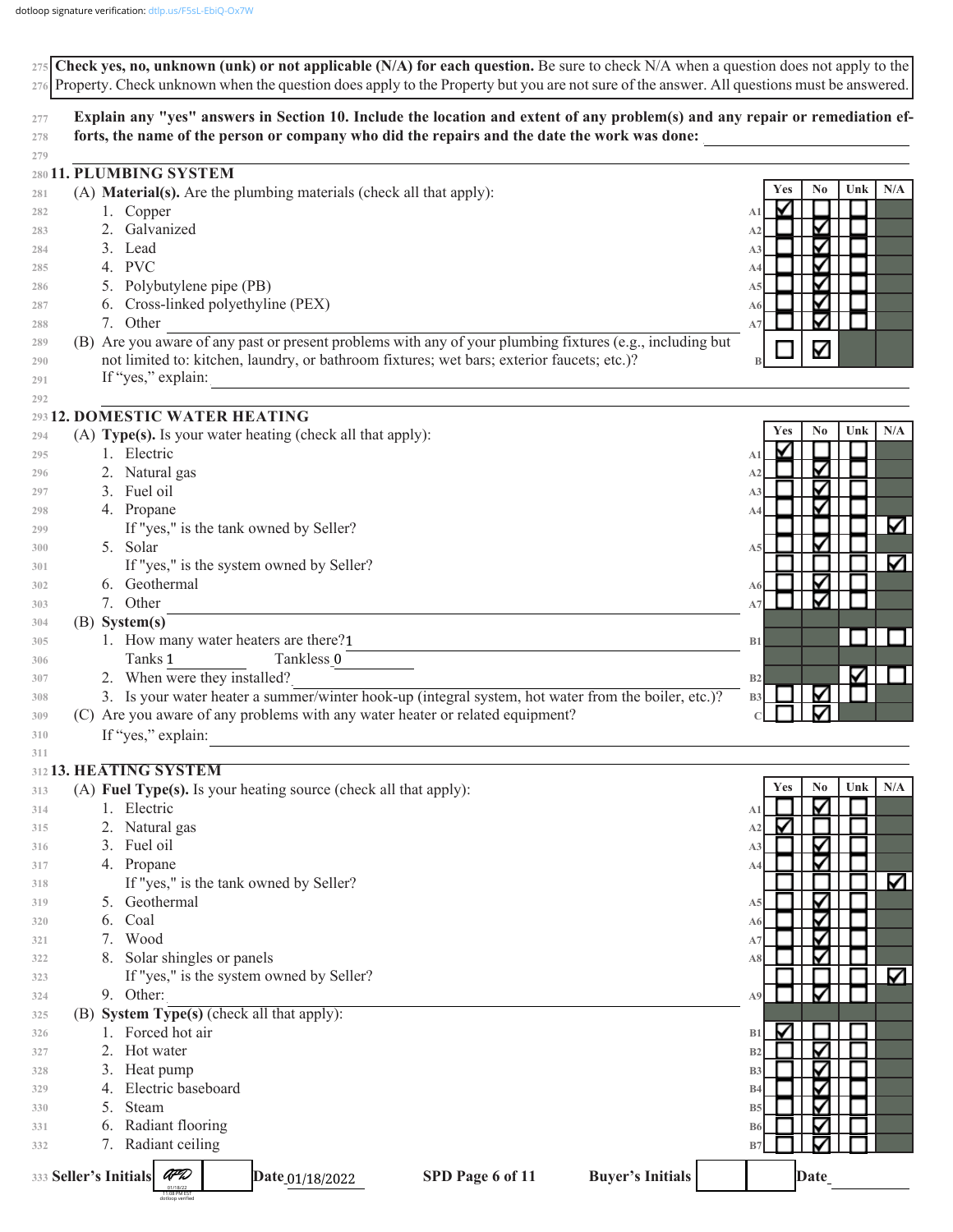**Check yes, no, unknown (unk) or not applicable (N/A) for each question.** Be sure to check N/A when a question does not apply to the Property. Check unknown when the question does apply to the Property but you are not sure of the answer. All questions must be answered.

**Explain any "yes" answers in Section 10. Include the location and extent of any problem(s) and any repair or remediation efforts, the name of the person or company who did the repairs and the date the work was done:**

## 11. PLUMBING SYSTEM

| | | | Yes | No | Unk | N/A |
|---|---|---|---|---|---|---|
| (A) **Material(s).** Are the plumbing materials (check all that apply): | | | | | | |
| 1. Copper | | A1 | ☑ | ☐ | ☐ | |
| 2. Galvanized | | A2 | ☐ | ☑ | ☐ | |
| 3. Lead | | A3 | ☐ | ☑ | ☐ | |
| 4. PVC | | A4 | ☐ | ☑ | ☐ | |
| 5. Polybutylene pipe (PB) | | A5 | ☐ | ☑ | ☐ | |
| 6. Cross-linked polyethyline (PEX) | | A6 | ☐ | ☑ | ☐ | |
| 7. Other | | A7 | ☐ | ☑ | ☐ | |
| (B) Are you aware of any past or present problems with any of your plumbing fixtures (e.g., including but not limited to: kitchen, laundry, or bathroom fixtures; wet bars; exterior faucets; etc.)? | | B | ☐ | ☑ | | |

If "yes," explain:

## 12. DOMESTIC WATER HEATING

| | | | Yes | No | Unk | N/A |
|---|---|---|---|---|---|---|
| (A) **Type(s).** Is your water heating (check all that apply): | | | | | | |
| 1. Electric | | A1 | ☑ | ☐ | ☐ | |
| 2. Natural gas | | A2 | ☐ | ☑ | ☐ | |
| 3. Fuel oil | | A3 | ☐ | ☑ | ☐ | |
| 4. Propane | | A4 | ☐ | ☑ | ☐ | |
| If "yes," is the tank owned by Seller? | | | ☐ | ☐ | ☐ | ☑ |
| 5. Solar | | A5 | ☐ | ☑ | ☐ | |
| If "yes," is the system owned by Seller? | | | ☐ | ☐ | ☐ | ☑ |
| 6. Geothermal | | A6 | ☐ | ☑ | ☐ | |
| 7. Other | | A7 | ☐ | ☑ | ☐ | |
| (B) **System(s)** | | | | | | |
| 1. How many water heaters are there? 1 | | B1 | | | ☐ | ☐ |
| Tanks 1 Tankless 0 | | | | | | |
| 2. When were they installed? | | B2 | | | ☑ | ☐ |
| 3. Is your water heater a summer/winter hook-up (integral system, hot water from the boiler, etc.)? | | B3 | ☐ | ☑ | ☐ | |
| (C) Are you aware of any problems with any water heater or related equipment? | | C | ☐ | ☑ | | |

If "yes," explain:

## 13. HEATING SYSTEM

| | | | Yes | No | Unk | N/A |
|---|---|---|---|---|---|---|
| (A) **Fuel Type(s).** Is your heating source (check all that apply): | | | | | | |
| 1. Electric | | A1 | ☐ | ☑ | ☐ | |
| 2. Natural gas | | A2 | ☑ | ☐ | ☐ | |
| 3. Fuel oil | | A3 | ☐ | ☑ | ☐ | |
| 4. Propane | | A4 | ☐ | ☑ | ☐ | |
| If "yes," is the tank owned by Seller? | | | ☐ | ☐ | ☐ | ☑ |
| 5. Geothermal | | A5 | ☐ | ☑ | ☐ | |
| 6. Coal | | A6 | ☐ | ☑ | ☐ | |
| 7. Wood | | A7 | ☐ | ☑ | ☐ | |
| 8. Solar shingles or panels | | A8 | ☐ | ☑ | ☐ | |
| If "yes," is the system owned by Seller? | | | ☐ | ☐ | ☐ | ☑ |
| 9. Other: | | A9 | ☐ | ☑ | ☐ | |
| (B) **System Type(s)** (check all that apply): | | | | | | |
| 1. Forced hot air | | B1 | ☑ | ☐ | ☐ | |
| 2. Hot water | | B2 | ☐ | ☑ | ☐ | |
| 3. Heat pump | | B3 | ☐ | ☑ | ☐ | |
| 4. Electric baseboard | | B4 | ☐ | ☑ | ☐ | |
| 5. Steam | | B5 | ☐ | ☑ | ☐ | |
| 6. Radiant flooring | | B6 | ☐ | ☑ | ☐ | |
| 7. Radiant ceiling | | B7 | ☐ | ☑ | ☐ | |

Seller's Initials [signed] Date 01/18/2022 SPD Page 6 of 11 Buyer's Initials Date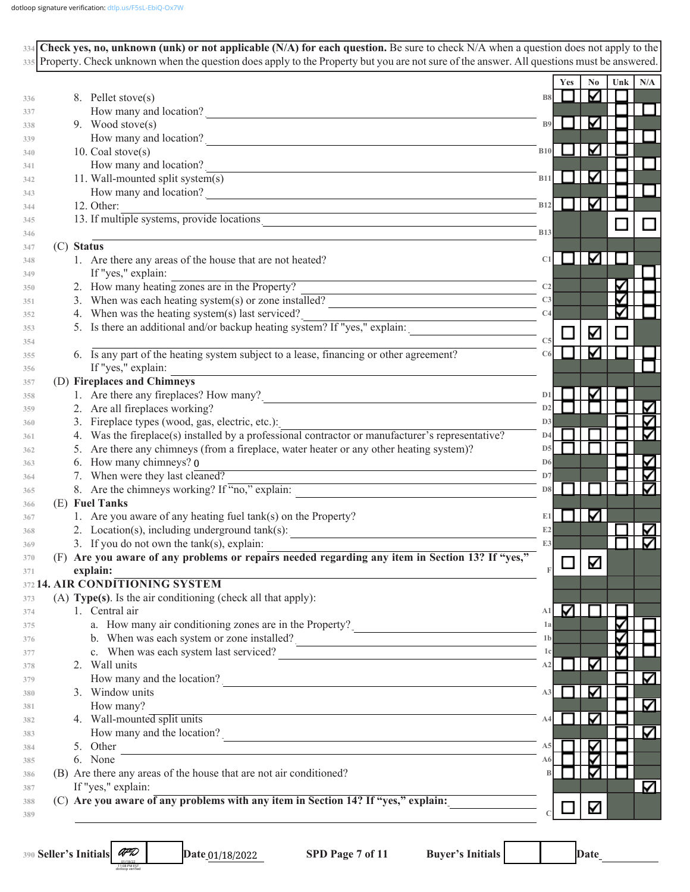dotloop signature verification: dtlp.us/F5sL-EbiQ-Ox7W

**Check yes, no, unknown (unk) or not applicable (N/A) for each question.** Be sure to check N/A when a question does not apply to the Property. Check unknown when the question does apply to the Property but you are not sure of the answer. All questions must be answered.

| Item | | Yes | No | Unk | N/A |
|---|---|---|---|---|---|
| 8. Pellet stove(s) | B8 | ☐ | ☑ | ☐ | |
| How many and location? | | | | ☐ | ☐ |
| 9. Wood stove(s) | B9 | ☐ | ☑ | ☐ | |
| How many and location? | | | | ☐ | ☐ |
| 10. Coal stove(s) | B10 | ☐ | ☑ | ☐ | |
| How many and location? | | | | ☐ | ☐ |
| 11. Wall-mounted split system(s) | B11 | ☐ | ☑ | ☐ | |
| How many and location? | | | | ☐ | ☐ |
| 12. Other: | B12 | ☐ | ☑ | ☐ | |
| 13. If multiple systems, provide locations | B13 | | | ☐ | ☐ |
| **(C) Status** | | | | | |
| 1. Are there any areas of the house that are not heated? If "yes," explain: | C1 | ☐ | ☑ | ☐ | ☐ |
| 2. How many heating zones are in the Property? | C2 | | | ☑ | ☐ |
| 3. When was each heating system(s) or zone installed? | C3 | | | ☑ | ☐ |
| 4. When was the heating system(s) last serviced? | C4 | | | ☑ | ☐ |
| 5. Is there an additional and/or backup heating system? If "yes," explain: | C5 | ☐ | ☑ | ☐ | |
| 6. Is any part of the heating system subject to a lease, financing or other agreement? If "yes," explain: | C6 | ☐ | ☑ | ☐ | ☐ |
| **(D) Fireplaces and Chimneys** | | | | | |
| 1. Are there any fireplaces? How many? | D1 | ☐ | ☑ | ☐ | |
| 2. Are all fireplaces working? | D2 | ☐ | ☐ | ☐ | ☑ |
| 3. Fireplace types (wood, gas, electric, etc.): | D3 | | | ☐ | ☑ |
| 4. Was the fireplace(s) installed by a professional contractor or manufacturer's representative? | D4 | ☐ | ☐ | ☐ | ☑ |
| 5. Are there any chimneys (from a fireplace, water heater or any other heating system)? | D5 | ☐ | ☐ | ☐ | |
| 6. How many chimneys? 0 | D6 | | | ☐ | ☑ |
| 7. When were they last cleaned? | D7 | | | ☐ | ☑ |
| 8. Are the chimneys working? If "no," explain: | D8 | ☐ | ☐ | ☐ | ☑ |
| **(E) Fuel Tanks** | | | | | |
| 1. Are you aware of any heating fuel tank(s) on the Property? | E1 | ☐ | ☑ | | |
| 2. Location(s), including underground tank(s): | E2 | | | ☐ | ☑ |
| 3. If you do not own the tank(s), explain: | E3 | | | ☐ | ☑ |
| **(F) Are you aware of any problems or repairs needed regarding any item in Section 13? If "yes," explain:** | F | ☐ | ☑ | | |

## 14. AIR CONDITIONING SYSTEM

| Item | | Yes | No | Unk | N/A |
|---|---|---|---|---|---|
| **(A) Type(s).** Is the air conditioning (check all that apply): | | | | | |
| 1. Central air | A1 | ☑ | ☐ | ☐ | |
| a. How many air conditioning zones are in the Property? | 1a | | | ☑ | ☐ |
| b. When was each system or zone installed? | 1b | | | ☑ | ☐ |
| c. When was each system last serviced? | 1c | | | ☑ | ☐ |
| 2. Wall units | A2 | ☐ | ☑ | ☐ | |
| How many and the location? | | | | ☐ | ☑ |
| 3. Window units | A3 | ☐ | ☑ | ☐ | |
| How many? | | | | ☐ | ☑ |
| 4. Wall-mounted split units | A4 | ☐ | ☑ | ☐ | |
| How many and the location? | | | | ☐ | ☑ |
| 5. Other | A5 | ☐ | ☑ | ☐ | |
| 6. None | A6 | ☐ | ☑ | ☐ | |
| (B) Are there any areas of the house that are not air conditioned? If "yes," explain: | B | ☐ | ☑ | ☐ | ☑ |
| **(C) Are you aware of any problems with any item in Section 14? If "yes," explain:** | C | ☐ | ☑ | | |

Seller's Initials [initialed] Date 01/18/2022 SPD Page 7 of 11 Buyer's Initials ___ Date ___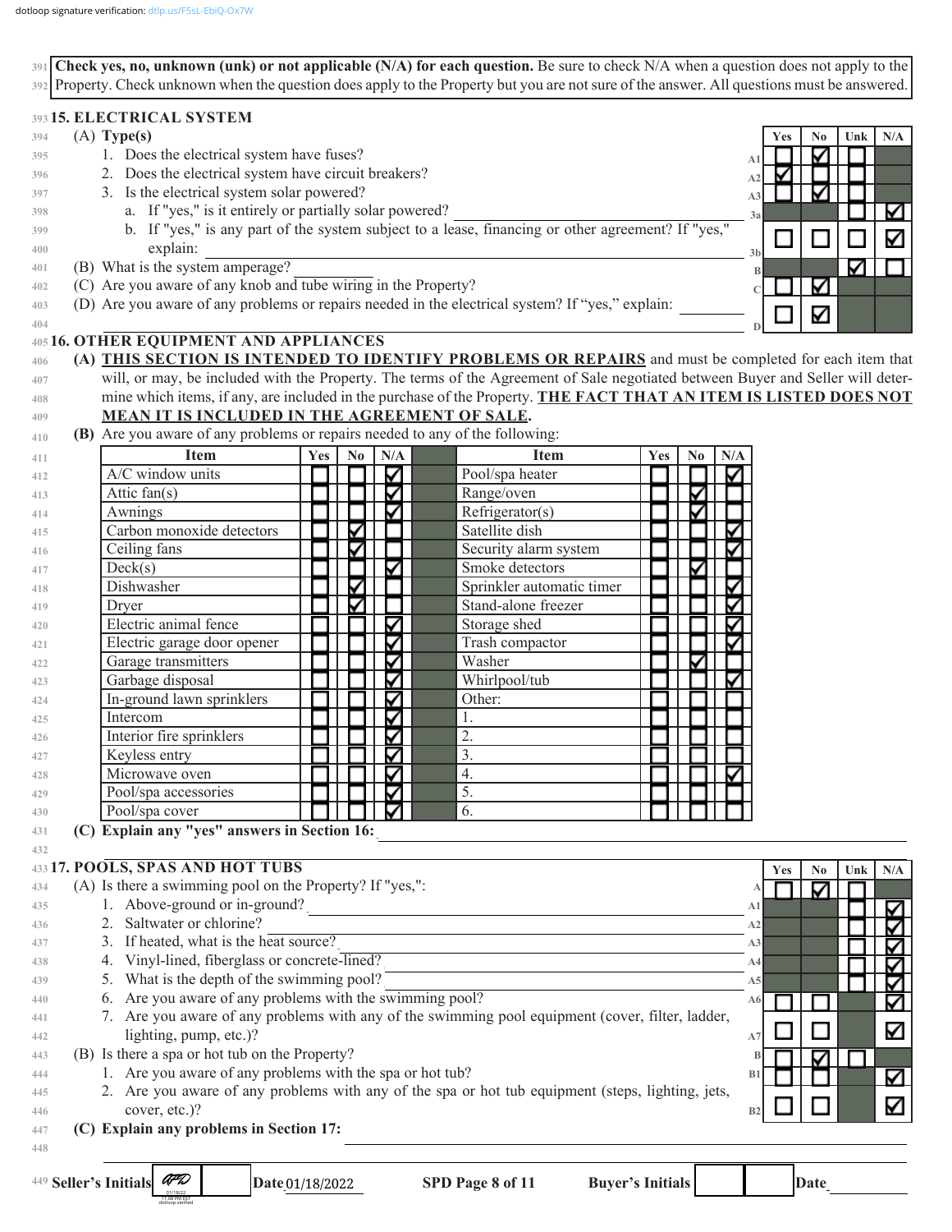dotloop signature verification: dtlp.us/F5sL-EbiQ-Ox7W

**Check yes, no, unknown (unk) or not applicable (N/A) for each question.** Be sure to check N/A when a question does not apply to the Property. Check unknown when the question does apply to the Property but you are not sure of the answer. All questions must be answered.

## 15. ELECTRICAL SYSTEM

| | Question | | Yes | No | Unk | N/A |
|---|---|---|---|---|---|---|
| (A) | **Type(s)** | | | | | |
| | 1. Does the electrical system have fuses? | A1 | ☐ | ☑ | ☐ | |
| | 2. Does the electrical system have circuit breakers? | A2 | ☑ | ☐ | ☐ | |
| | 3. Is the electrical system solar powered? | A3 | ☐ | ☑ | ☐ | |
| | a. If "yes," is it entirely or partially solar powered? | 3a | | | ☐ | ☑ |
| | b. If "yes," is any part of the system subject to a lease, financing or other agreement? If "yes," explain: | 3b | ☐ | ☐ | ☐ | ☑ |
| (B) | What is the system amperage? | B | | | ☑ | ☐ |
| (C) | Are you aware of any knob and tube wiring in the Property? | C | ☐ | ☑ | | |
| (D) | Are you aware of any problems or repairs needed in the electrical system? If "yes," explain: | D | ☐ | ☑ | | |

## 16. OTHER EQUIPMENT AND APPLIANCES

**(A) THIS SECTION IS INTENDED TO IDENTIFY PROBLEMS OR REPAIRS** and must be completed for each item that will, or may, be included with the Property. The terms of the Agreement of Sale negotiated between Buyer and Seller will determine which items, if any, are included in the purchase of the Property. **THE FACT THAT AN ITEM IS LISTED DOES NOT MEAN IT IS INCLUDED IN THE AGREEMENT OF SALE.**

**(B)** Are you aware of any problems or repairs needed to any of the following:

| Item | Yes | No | N/A | Item | Yes | No | N/A |
|---|---|---|---|---|---|---|---|
| A/C window units | ☐ | ☐ | ☑ | Pool/spa heater | ☐ | ☐ | ☑ |
| Attic fan(s) | ☐ | ☐ | ☑ | Range/oven | ☐ | ☑ | ☐ |
| Awnings | ☐ | ☐ | ☑ | Refrigerator(s) | ☐ | ☑ | ☐ |
| Carbon monoxide detectors | ☐ | ☑ | ☐ | Satellite dish | ☐ | ☐ | ☑ |
| Ceiling fans | ☐ | ☑ | ☐ | Security alarm system | ☐ | ☐ | ☑ |
| Deck(s) | ☐ | ☐ | ☑ | Smoke detectors | ☐ | ☑ | ☐ |
| Dishwasher | ☐ | ☑ | ☐ | Sprinkler automatic timer | ☐ | ☐ | ☑ |
| Dryer | ☐ | ☑ | ☐ | Stand-alone freezer | ☐ | ☐ | ☑ |
| Electric animal fence | ☐ | ☐ | ☑ | Storage shed | ☐ | ☐ | ☑ |
| Electric garage door opener | ☐ | ☐ | ☑ | Trash compactor | ☐ | ☐ | ☑ |
| Garage transmitters | ☐ | ☐ | ☑ | Washer | ☐ | ☑ | ☐ |
| Garbage disposal | ☐ | ☐ | ☑ | Whirlpool/tub | ☐ | ☐ | ☑ |
| In-ground lawn sprinklers | ☐ | ☐ | ☑ | Other: | ☐ | ☐ | ☐ |
| Intercom | ☐ | ☐ | ☑ | 1. | ☐ | ☐ | ☐ |
| Interior fire sprinklers | ☐ | ☐ | ☑ | 2. | ☐ | ☐ | ☐ |
| Keyless entry | ☐ | ☐ | ☑ | 3. | ☐ | ☐ | ☐ |
| Microwave oven | ☐ | ☐ | ☑ | 4. | ☐ | ☐ | ☑ |
| Pool/spa accessories | ☐ | ☐ | ☑ | 5. | ☐ | ☐ | ☐ |
| Pool/spa cover | ☐ | ☐ | ☑ | 6. | ☐ | ☐ | ☐ |

**(C) Explain any "yes" answers in Section 16:**

## 17. POOLS, SPAS AND HOT TUBS

| | Question | | Yes | No | Unk | N/A |
|---|---|---|---|---|---|---|
| (A) | Is there a swimming pool on the Property? If "yes,": | A | ☐ | ☑ | ☐ | |
| | 1. Above-ground or in-ground? | A1 | | | ☐ | ☑ |
| | 2. Saltwater or chlorine? | A2 | | | ☐ | ☑ |
| | 3. If heated, what is the heat source? | A3 | | | ☐ | ☑ |
| | 4. Vinyl-lined, fiberglass or concrete-lined? | A4 | | | ☐ | ☑ |
| | 5. What is the depth of the swimming pool? | A5 | | | ☐ | ☑ |
| | 6. Are you aware of any problems with the swimming pool? | A6 | ☐ | ☐ | | ☑ |
| | 7. Are you aware of any problems with any of the swimming pool equipment (cover, filter, ladder, lighting, pump, etc.)? | A7 | ☐ | ☐ | | ☑ |
| (B) | Is there a spa or hot tub on the Property? | B | ☐ | ☑ | ☐ | |
| | 1. Are you aware of any problems with the spa or hot tub? | B1 | ☐ | ☐ | | ☑ |
| | 2. Are you aware of any problems with any of the spa or hot tub equipment (steps, lighting, jets, cover, etc.)? | B2 | ☐ | ☐ | | ☑ |

**(C) Explain any problems in Section 17:**

Seller's Initials [signed] Date 01/18/2022 SPD Page 8 of 11 Buyer's Initials Date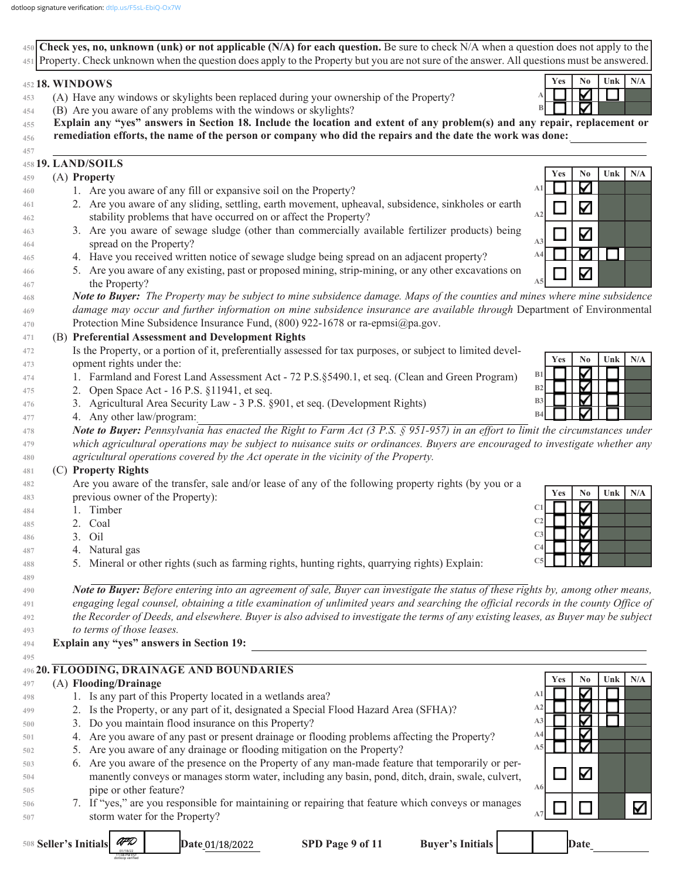**Check yes, no, unknown (unk) or not applicable (N/A) for each question.** Be sure to check N/A when a question does not apply to the Property. Check unknown when the question does apply to the Property but you are not sure of the answer. All questions must be answered.

## 18. WINDOWS

| | Question | Yes | No | Unk | N/A |
|---|---|---|---|---|---|
| A | (A) Have any windows or skylights been replaced during your ownership of the Property? | ☐ | ☑ | ☐ | |
| B | (B) Are you aware of any problems with the windows or skylights? | ☐ | ☑ | | |

**Explain any "yes" answers in Section 18. Include the location and extent of any problem(s) and any repair, replacement or remediation efforts, the name of the person or company who did the repairs and the date the work was done:** \_\_\_\_\_\_\_\_\_\_

## 19. LAND/SOILS

**(A) Property**

| | Question | Yes | No | Unk | N/A |
|---|---|---|---|---|---|
| A1 | 1. Are you aware of any fill or expansive soil on the Property? | ☐ | ☑ | | |
| A2 | 2. Are you aware of any sliding, settling, earth movement, upheaval, subsidence, sinkholes or earth stability problems that have occurred on or affect the Property? | ☐ | ☑ | | |
| A3 | 3. Are you aware of sewage sludge (other than commercially available fertilizer products) being spread on the Property? | ☐ | ☑ | | |
| A4 | 4. Have you received written notice of sewage sludge being spread on an adjacent property? | ☐ | ☑ | ☐ | |
| A5 | 5. Are you aware of any existing, past or proposed mining, strip-mining, or any other excavations on the Property? | ☐ | ☑ | | |

***Note to Buyer:*** *The Property may be subject to mine subsidence damage. Maps of the counties and mines where mine subsidence damage may occur and further information on mine subsidence insurance are available through* Department of Environmental Protection Mine Subsidence Insurance Fund, (800) 922-1678 or ra-epmsi@pa.gov.

**(B) Preferential Assessment and Development Rights**

Is the Property, or a portion of it, preferentially assessed for tax purposes, or subject to limited development rights under the:

| | Question | Yes | No | Unk | N/A |
|---|---|---|---|---|---|
| B1 | 1. Farmland and Forest Land Assessment Act - 72 P.S.§5490.1, et seq. (Clean and Green Program) | ☐ | ☑ | ☐ | |
| B2 | 2. Open Space Act - 16 P.S. §11941, et seq. | ☐ | ☑ | ☐ | |
| B3 | 3. Agricultural Area Security Law - 3 P.S. §901, et seq. (Development Rights) | ☐ | ☑ | ☐ | |
| B4 | 4. Any other law/program: \_\_\_\_\_\_\_\_\_\_ | ☐ | ☑ | ☐ | |

***Note to Buyer:*** *Pennsylvania has enacted the Right to Farm Act (3 P.S. § 951-957) in an effort to limit the circumstances under which agricultural operations may be subject to nuisance suits or ordinances. Buyers are encouraged to investigate whether any agricultural operations covered by the Act operate in the vicinity of the Property.*

**(C) Property Rights**

Are you aware of the transfer, sale and/or lease of any of the following property rights (by you or a previous owner of the Property):

| | Question | Yes | No | Unk | N/A |
|---|---|---|---|---|---|
| C1 | 1. Timber | ☐ | ☑ | | |
| C2 | 2. Coal | ☐ | ☑ | | |
| C3 | 3. Oil | ☐ | ☑ | | |
| C4 | 4. Natural gas | ☐ | ☑ | | |
| C5 | 5. Mineral or other rights (such as farming rights, hunting rights, quarrying rights) Explain: \_\_\_\_\_\_\_\_\_\_ | ☐ | ☑ | | |

***Note to Buyer:*** *Before entering into an agreement of sale, Buyer can investigate the status of these rights by, among other means, engaging legal counsel, obtaining a title examination of unlimited years and searching the official records in the county Office of the Recorder of Deeds, and elsewhere. Buyer is also advised to investigate the terms of any existing leases, as Buyer may be subject to terms of those leases.*

**Explain any "yes" answers in Section 19:** \_\_\_\_\_\_\_\_\_\_

## 20. FLOODING, DRAINAGE AND BOUNDARIES

**(A) Flooding/Drainage**

| | Question | Yes | No | Unk | N/A |
|---|---|---|---|---|---|
| A1 | 1. Is any part of this Property located in a wetlands area? | ☐ | ☑ | ☐ | |
| A2 | 2. Is the Property, or any part of it, designated a Special Flood Hazard Area (SFHA)? | ☐ | ☑ | ☐ | |
| A3 | 3. Do you maintain flood insurance on this Property? | ☐ | ☑ | ☐ | |
| A4 | 4. Are you aware of any past or present drainage or flooding problems affecting the Property? | ☐ | ☑ | | |
| A5 | 5. Are you aware of any drainage or flooding mitigation on the Property? | ☐ | ☑ | | |
| A6 | 6. Are you aware of the presence on the Property of any man-made feature that temporarily or permanently conveys or manages storm water, including any basin, pond, ditch, drain, swale, culvert, pipe or other feature? | ☐ | ☑ | | |
| A7 | 7. If "yes," are you responsible for maintaining or repairing that feature which conveys or manages storm water for the Property? | ☐ | ☐ | | ☑ |

Seller's Initials APD | | Date 01/18/2022 — Buyer's Initials | | Date \_\_\_\_\_\_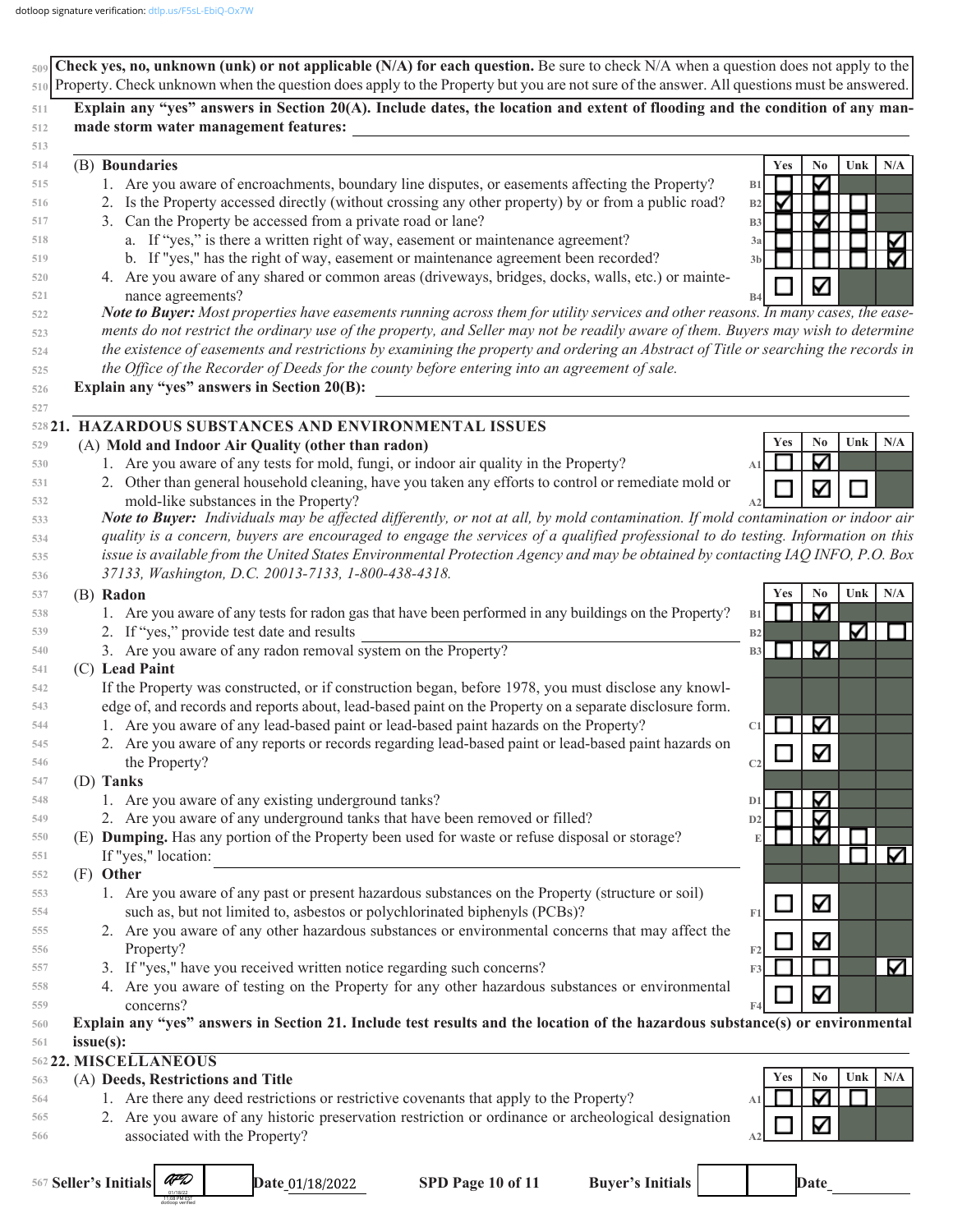**Check yes, no, unknown (unk) or not applicable (N/A) for each question.** Be sure to check N/A when a question does not apply to the Property. Check unknown when the question does apply to the Property but you are not sure of the answer. All questions must be answered.

**Explain any "yes" answers in Section 20(A). Include dates, the location and extent of flooding and the condition of any man-made storm water management features:** ______________________

(B) **Boundaries**

| | | | Yes | No | Unk | N/A |
|---|---|---|---|---|---|---|
| 1. Are you aware of encroachments, boundary line disputes, or easements affecting the Property? | B1 | | ☐ | ☑ | | |
| 2. Is the Property accessed directly (without crossing any other property) by or from a public road? | B2 | | ☑ | ☐ | ☐ | |
| 3. Can the Property be accessed from a private road or lane? | B3 | | ☐ | ☑ | ☐ | |
| a. If "yes," is there a written right of way, easement or maintenance agreement? | 3a | | ☐ | ☐ | ☐ | ☑ |
| b. If "yes," has the right of way, easement or maintenance agreement been recorded? | 3b | | ☐ | ☐ | ☐ | ☑ |
| 4. Are you aware of any shared or common areas (driveways, bridges, docks, walls, etc.) or maintenance agreements? | B4 | | ☐ | ☑ | | |

*Note to Buyer: Most properties have easements running across them for utility services and other reasons. In many cases, the easements do not restrict the ordinary use of the property, and Seller may not be readily aware of them. Buyers may wish to determine the existence of easements and restrictions by examining the property and ordering an Abstract of Title or searching the records in the Office of the Recorder of Deeds for the county before entering into an agreement of sale.*

**Explain any "yes" answers in Section 20(B):** ______________________

## 21. HAZARDOUS SUBSTANCES AND ENVIRONMENTAL ISSUES

(A) **Mold and Indoor Air Quality (other than radon)**

| | | Yes | No | Unk | N/A |
|---|---|---|---|---|---|
| 1. Are you aware of any tests for mold, fungi, or indoor air quality in the Property? | A1 | ☐ | ☑ | | |
| 2. Other than general household cleaning, have you taken any efforts to control or remediate mold or mold-like substances in the Property? | A2 | ☐ | ☑ | ☐ | |

*Note to Buyer: Individuals may be affected differently, or not at all, by mold contamination. If mold contamination or indoor air quality is a concern, buyers are encouraged to engage the services of a qualified professional to do testing. Information on this issue is available from the United States Environmental Protection Agency and may be obtained by contacting IAQ INFO, P.O. Box 37133, Washington, D.C. 20013-7133, 1-800-438-4318.*

| | | Yes | No | Unk | N/A |
|---|---|---|---|---|---|
| (B) **Radon** | | | | | |
| 1. Are you aware of any tests for radon gas that have been performed in any buildings on the Property? | B1 | ☐ | ☑ | | |
| 2. If "yes," provide test date and results ______________________ | B2 | | | ☑ | ☐ |
| 3. Are you aware of any radon removal system on the Property? | B3 | ☐ | ☑ | | |
| (C) **Lead Paint** | | | | | |
| If the Property was constructed, or if construction began, before 1978, you must disclose any knowledge of, and records and reports about, lead-based paint on the Property on a separate disclosure form. | | | | | |
| 1. Are you aware of any lead-based paint or lead-based paint hazards on the Property? | C1 | ☐ | ☑ | | |
| 2. Are you aware of any reports or records regarding lead-based paint or lead-based paint hazards on the Property? | C2 | ☐ | ☑ | | |
| (D) **Tanks** | | | | | |
| 1. Are you aware of any existing underground tanks? | D1 | ☐ | ☑ | | |
| 2. Are you aware of any underground tanks that have been removed or filled? | D2 | ☐ | ☑ | | |
| (E) **Dumping.** Has any portion of the Property been used for waste or refuse disposal or storage? | E | ☐ | ☑ | ☐ | |
| If "yes," location: ______________________ | | | | ☐ | ☑ |
| (F) **Other** | | | | | |
| 1. Are you aware of any past or present hazardous substances on the Property (structure or soil) such as, but not limited to, asbestos or polychlorinated biphenyls (PCBs)? | F1 | ☐ | ☑ | | |
| 2. Are you aware of any other hazardous substances or environmental concerns that may affect the Property? | F2 | ☐ | ☑ | | |
| 3. If "yes," have you received written notice regarding such concerns? | F3 | ☐ | ☐ | | ☑ |
| 4. Are you aware of testing on the Property for any other hazardous substances or environmental concerns? | F4 | ☐ | ☑ | | |

**Explain any "yes" answers in Section 21. Include test results and the location of the hazardous substance(s) or environmental issue(s):** ______________________

## 22. MISCELLANEOUS

(A) **Deeds, Restrictions and Title**

| | | Yes | No | Unk | N/A |
|---|---|---|---|---|---|
| 1. Are there any deed restrictions or restrictive covenants that apply to the Property? | A1 | ☐ | ☑ | ☐ | |
| 2. Are you aware of any historic preservation restriction or ordinance or archeological designation associated with the Property? | A2 | ☐ | ☑ | | |

**Seller's Initials** ________ **Date** 01/18/2022 **Buyer's Initials** ________ **Date** ________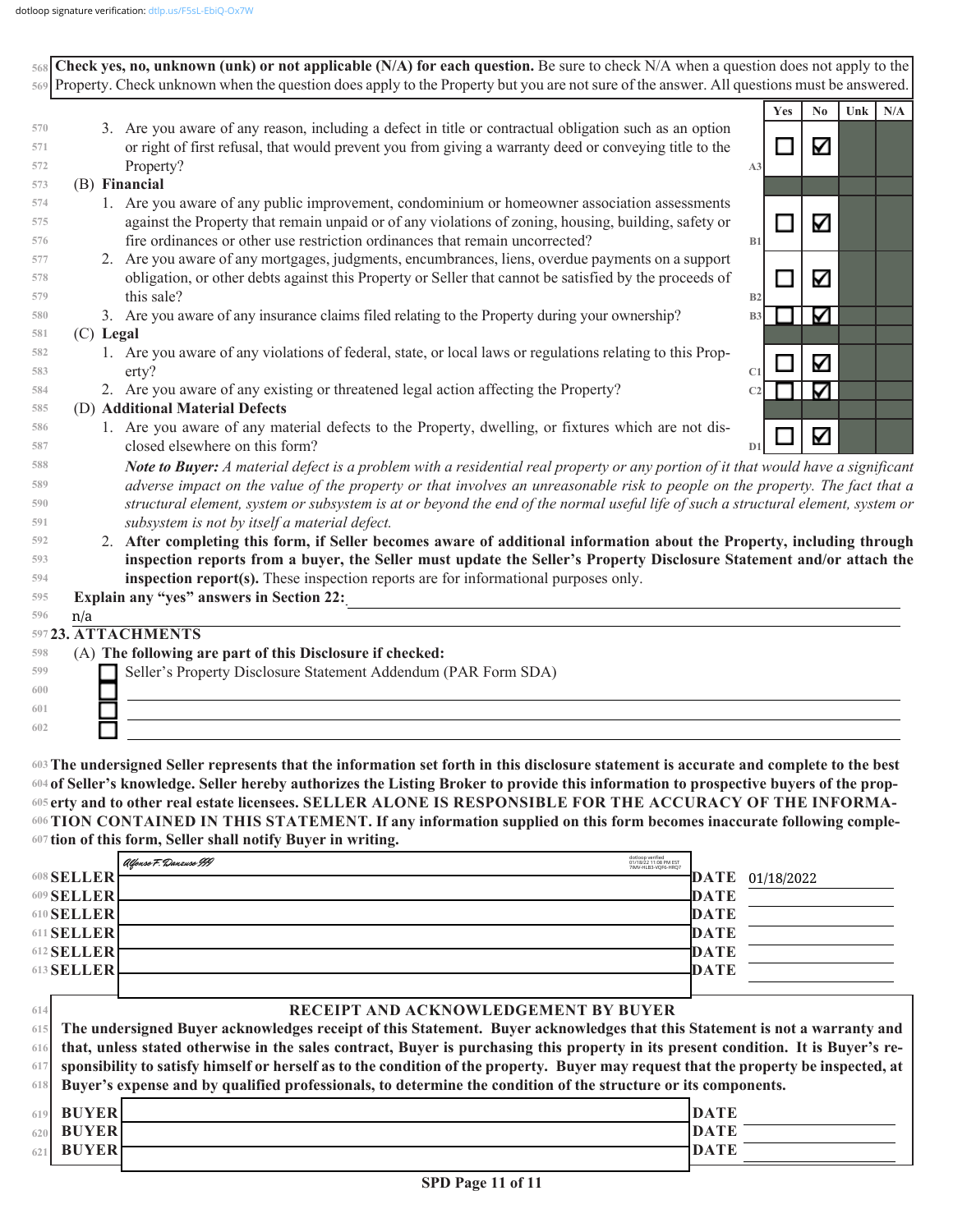dotloop signature verification: dtlp.us/F5sL-EbiQ-Ox7W

**Check yes, no, unknown (unk) or not applicable (N/A) for each question.** Be sure to check N/A when a question does not apply to the Property. Check unknown when the question does apply to the Property but you are not sure of the answer. All questions must be answered.

| | | Yes | No | Unk | N/A |
|---|---|---|---|---|---|
| 3. Are you aware of any reason, including a defect in title or contractual obligation such as an option or right of first refusal, that would prevent you from giving a warranty deed or conveying title to the Property? | A3 | ☐ | ☑ | | |
| **(B) Financial** | | | | | |
| 1. Are you aware of any public improvement, condominium or homeowner association assessments against the Property that remain unpaid or of any violations of zoning, housing, building, safety or fire ordinances or other use restriction ordinances that remain uncorrected? | B1 | ☐ | ☑ | | |
| 2. Are you aware of any mortgages, judgments, encumbrances, liens, overdue payments on a support obligation, or other debts against this Property or Seller that cannot be satisfied by the proceeds of this sale? | B2 | ☐ | ☑ | | |
| 3. Are you aware of any insurance claims filed relating to the Property during your ownership? | B3 | ☐ | ☑ | | |
| **(C) Legal** | | | | | |
| 1. Are you aware of any violations of federal, state, or local laws or regulations relating to this Property? | C1 | ☐ | ☑ | | |
| 2. Are you aware of any existing or threatened legal action affecting the Property? | C2 | ☐ | ☑ | | |
| **(D) Additional Material Defects** | | | | | |
| 1. Are you aware of any material defects to the Property, dwelling, or fixtures which are not disclosed elsewhere on this form? | D1 | ☐ | ☑ | | |

***Note to Buyer:*** *A material defect is a problem with a residential real property or any portion of it that would have a significant adverse impact on the value of the property or that involves an unreasonable risk to people on the property. The fact that a structural element, system or subsystem is at or beyond the end of the normal useful life of such a structural element, system or subsystem is not by itself a material defect.*

2. **After completing this form, if Seller becomes aware of additional information about the Property, including through inspection reports from a buyer, the Seller must update the Seller's Property Disclosure Statement and/or attach the inspection report(s).** These inspection reports are for informational purposes only.

**Explain any "yes" answers in Section 22:**

n/a

## 23. ATTACHMENTS

(A) **The following are part of this Disclosure if checked:**

☐ Seller's Property Disclosure Statement Addendum (PAR Form SDA)

☐ ______

☐ ______

☐ ______

**The undersigned Seller represents that the information set forth in this disclosure statement is accurate and complete to the best of Seller's knowledge. Seller hereby authorizes the Listing Broker to provide this information to prospective buyers of the property and to other real estate licensees. SELLER ALONE IS RESPONSIBLE FOR THE ACCURACY OF THE INFORMATION CONTAINED IN THIS STATEMENT. If any information supplied on this form becomes inaccurate following completion of this form, Seller shall notify Buyer in writing.**

| | | | |
|---|---|---|---|
| **SELLER** | Alfonso F. Danzuso III (dotloop verified 01/18/22 11:08 PM EST 7MV-HLB3-VQF6-HRQ7) | **DATE** | 01/18/2022 |
| **SELLER** | | **DATE** | |
| **SELLER** | | **DATE** | |
| **SELLER** | | **DATE** | |
| **SELLER** | | **DATE** | |
| **SELLER** | | **DATE** | |

### RECEIPT AND ACKNOWLEDGEMENT BY BUYER

**The undersigned Buyer acknowledges receipt of this Statement. Buyer acknowledges that this Statement is not a warranty and that, unless stated otherwise in the sales contract, Buyer is purchasing this property in its present condition. It is Buyer's responsibility to satisfy himself or herself as to the condition of the property. Buyer may request that the property be inspected, at Buyer's expense and by qualified professionals, to determine the condition of the structure or its components.**

| | | | |
|---|---|---|---|
| **BUYER** | | **DATE** | |
| **BUYER** | | **DATE** | |
| **BUYER** | | **DATE** | |